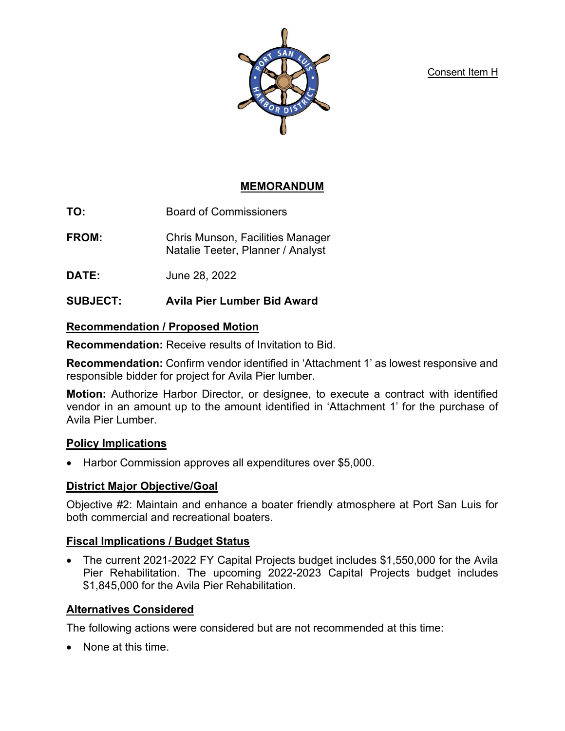Consent Item H

# MEMORANDUM

**TO:** Board of Commissioners

**FROM:** Chris Munson, Facilities Manager
Natalie Teeter, Planner / Analyst

**DATE:** June 28, 2022

**SUBJECT:** **Avila Pier Lumber Bid Award**

## Recommendation / Proposed Motion

**Recommendation:** Receive results of Invitation to Bid.

**Recommendation:** Confirm vendor identified in 'Attachment 1' as lowest responsive and responsible bidder for project for Avila Pier lumber.

**Motion:** Authorize Harbor Director, or designee, to execute a contract with identified vendor in an amount up to the amount identified in 'Attachment 1' for the purchase of Avila Pier Lumber.

## Policy Implications

- Harbor Commission approves all expenditures over $5,000.

## District Major Objective/Goal

Objective #2: Maintain and enhance a boater friendly atmosphere at Port San Luis for both commercial and recreational boaters.

## Fiscal Implications / Budget Status

- The current 2021-2022 FY Capital Projects budget includes $1,550,000 for the Avila Pier Rehabilitation. The upcoming 2022-2023 Capital Projects budget includes $1,845,000 for the Avila Pier Rehabilitation.

## Alternatives Considered

The following actions were considered but are not recommended at this time:

- None at this time.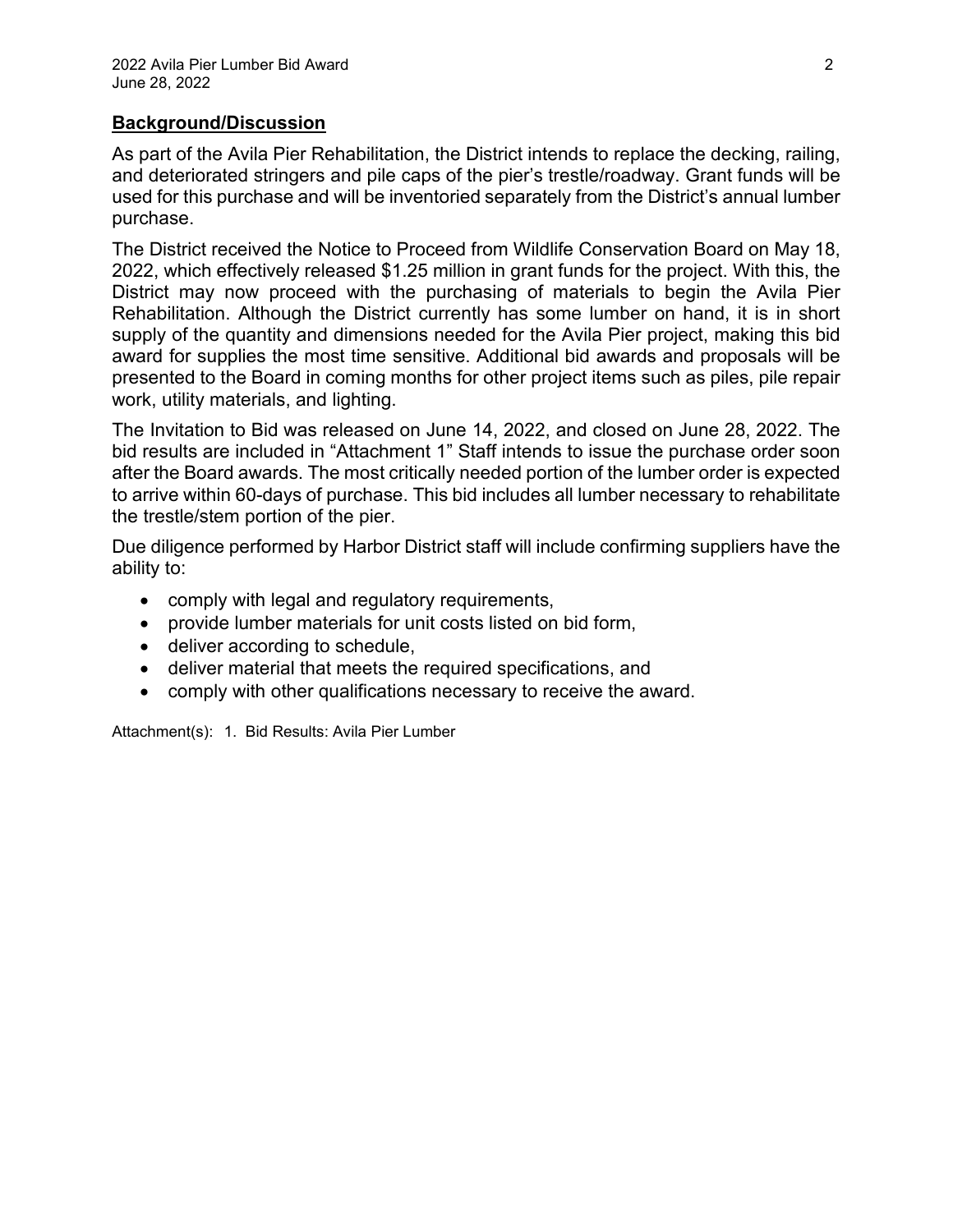## Background/Discussion

As part of the Avila Pier Rehabilitation, the District intends to replace the decking, railing, and deteriorated stringers and pile caps of the pier's trestle/roadway. Grant funds will be used for this purchase and will be inventoried separately from the District's annual lumber purchase.

The District received the Notice to Proceed from Wildlife Conservation Board on May 18, 2022, which effectively released $1.25 million in grant funds for the project. With this, the District may now proceed with the purchasing of materials to begin the Avila Pier Rehabilitation. Although the District currently has some lumber on hand, it is in short supply of the quantity and dimensions needed for the Avila Pier project, making this bid award for supplies the most time sensitive. Additional bid awards and proposals will be presented to the Board in coming months for other project items such as piles, pile repair work, utility materials, and lighting.

The Invitation to Bid was released on June 14, 2022, and closed on June 28, 2022. The bid results are included in "Attachment 1" Staff intends to issue the purchase order soon after the Board awards. The most critically needed portion of the lumber order is expected to arrive within 60-days of purchase. This bid includes all lumber necessary to rehabilitate the trestle/stem portion of the pier.

Due diligence performed by Harbor District staff will include confirming suppliers have the ability to:

- comply with legal and regulatory requirements,
- provide lumber materials for unit costs listed on bid form,
- deliver according to schedule,
- deliver material that meets the required specifications, and
- comply with other qualifications necessary to receive the award.

Attachment(s): 1. Bid Results: Avila Pier Lumber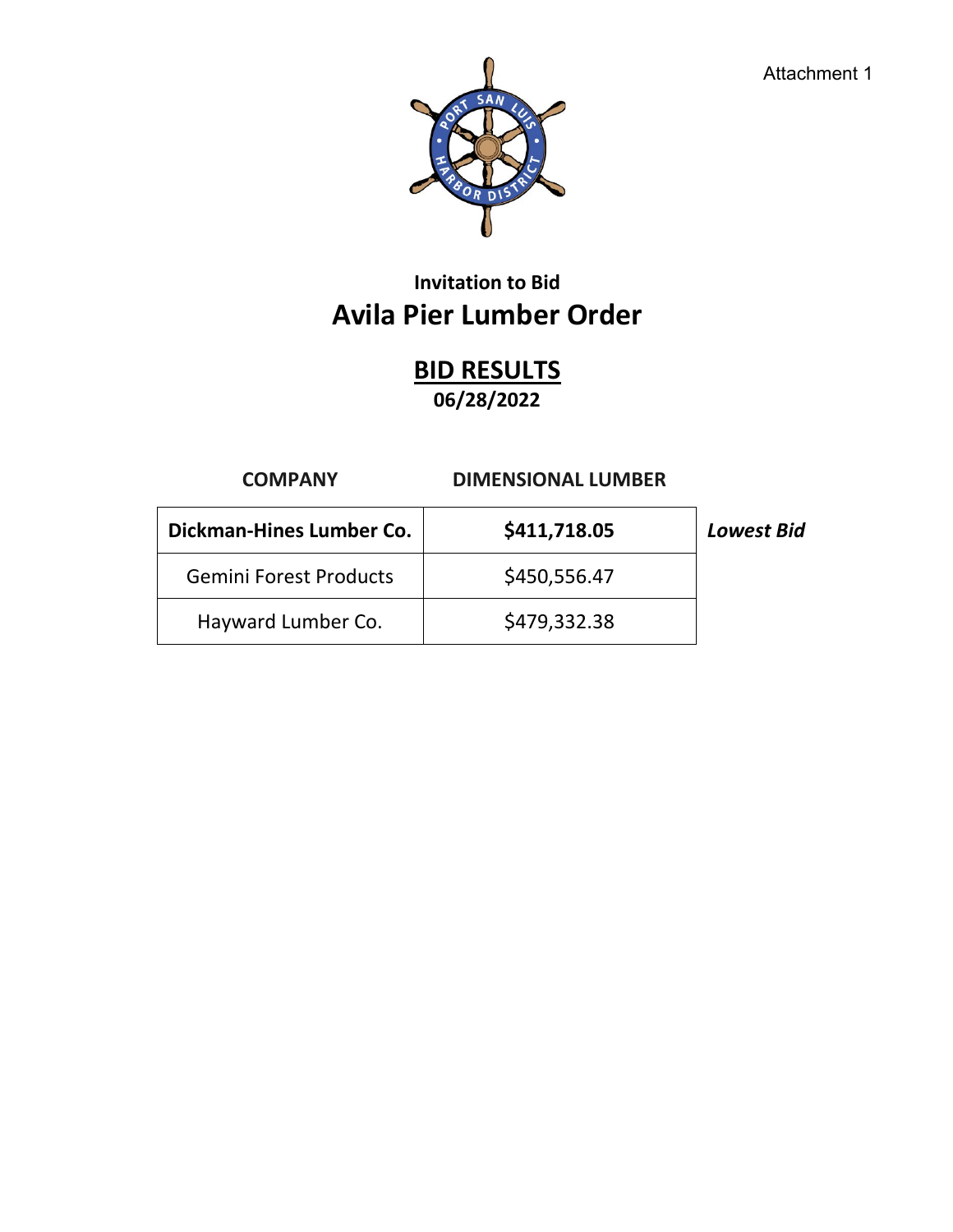Attachment 1

**Invitation to Bid**

# Avila Pier Lumber Order

## BID RESULTS

**06/28/2022**

| COMPANY | DIMENSIONAL LUMBER | |
|---|---|---|
| **Dickman-Hines Lumber Co.** | **$411,718.05** | ***Lowest Bid*** |
| Gemini Forest Products | $450,556.47 | |
| Hayward Lumber Co. | $479,332.38 | |